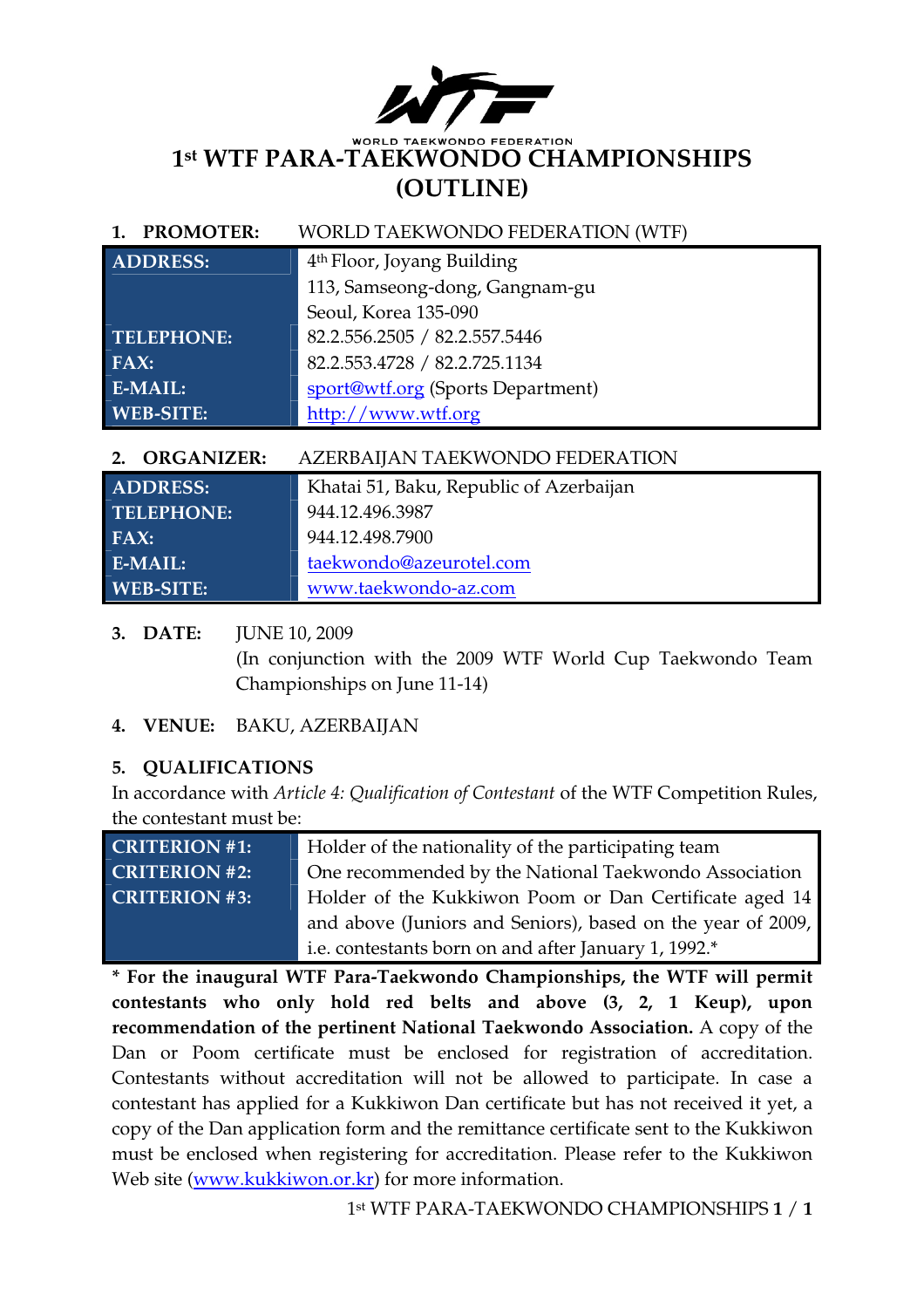WORLD TAEKWONDO FEDERATION

# 1st WTF PARA-TAEKWONDO CHAMPIONSHIPS (OUTLINE)

**1. PROMOTER:** WORLD TAEKWONDO FEDERATION (WTF)

| | |
|---|---|
| **ADDRESS:** | 4th Floor, Joyang Building<br>113, Samseong-dong, Gangnam-gu<br>Seoul, Korea 135-090 |
| **TELEPHONE:** | 82.2.556.2505 / 82.2.557.5446 |
| **FAX:** | 82.2.553.4728 / 82.2.725.1134 |
| **E-MAIL:** | sport@wtf.org (Sports Department) |
| **WEB-SITE:** | http://www.wtf.org |

**2. ORGANIZER:** AZERBAIJAN TAEKWONDO FEDERATION

| | |
|---|---|
| **ADDRESS:** | Khatai 51, Baku, Republic of Azerbaijan |
| **TELEPHONE:** | 944.12.496.3987 |
| **FAX:** | 944.12.498.7900 |
| **E-MAIL:** | taekwondo@azeurotel.com |
| **WEB-SITE:** | www.taekwondo-az.com |

**3. DATE:** JUNE 10, 2009
(In conjunction with the 2009 WTF World Cup Taekwondo Team Championships on June 11-14)

**4. VENUE:** BAKU, AZERBAIJAN

**5. QUALIFICATIONS**

In accordance with *Article 4: Qualification of Contestant* of the WTF Competition Rules, the contestant must be:

| | |
|---|---|
| **CRITERION #1:** | Holder of the nationality of the participating team |
| **CRITERION #2:** | One recommended by the National Taekwondo Association |
| **CRITERION #3:** | Holder of the Kukkiwon Poom or Dan Certificate aged 14 and above (Juniors and Seniors), based on the year of 2009, i.e. contestants born on and after January 1, 1992.* |

**\* For the inaugural WTF Para-Taekwondo Championships, the WTF will permit contestants who only hold red belts and above (3, 2, 1 Keup), upon recommendation of the pertinent National Taekwondo Association.** A copy of the Dan or Poom certificate must be enclosed for registration of accreditation. Contestants without accreditation will not be allowed to participate. In case a contestant has applied for a Kukkiwon Dan certificate but has not received it yet, a copy of the Dan application form and the remittance certificate sent to the Kukkiwon must be enclosed when registering for accreditation. Please refer to the Kukkiwon Web site (www.kukkiwon.or.kr) for more information.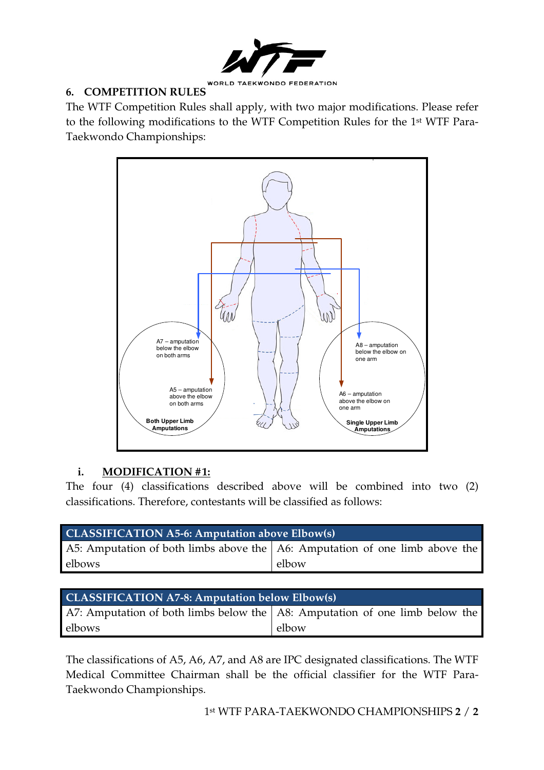## 6. COMPETITION RULES

The WTF Competition Rules shall apply, with two major modifications. Please refer to the following modifications to the WTF Competition Rules for the 1st WTF Para-Taekwondo Championships:

A7 – amputation below the elbow on both arms

A5 – amputation above the elbow on both arms

Both Upper Limb Amputations

A8 – amputation below the elbow on one arm

A6 – amputation above the elbow on one arm

Single Upper Limb Amputations

### i. MODIFICATION #1:

The four (4) classifications described above will be combined into two (2) classifications. Therefore, contestants will be classified as follows:

| CLASSIFICATION A5-6: Amputation above Elbow(s) | |
|---|---|
| A5: Amputation of both limbs above the elbows | A6: Amputation of one limb above the elbow |

| CLASSIFICATION A7-8: Amputation below Elbow(s) | |
|---|---|
| A7: Amputation of both limbs below the elbows | A8: Amputation of one limb below the elbow |

The classifications of A5, A6, A7, and A8 are IPC designated classifications. The WTF Medical Committee Chairman shall be the official classifier for the WTF Para-Taekwondo Championships.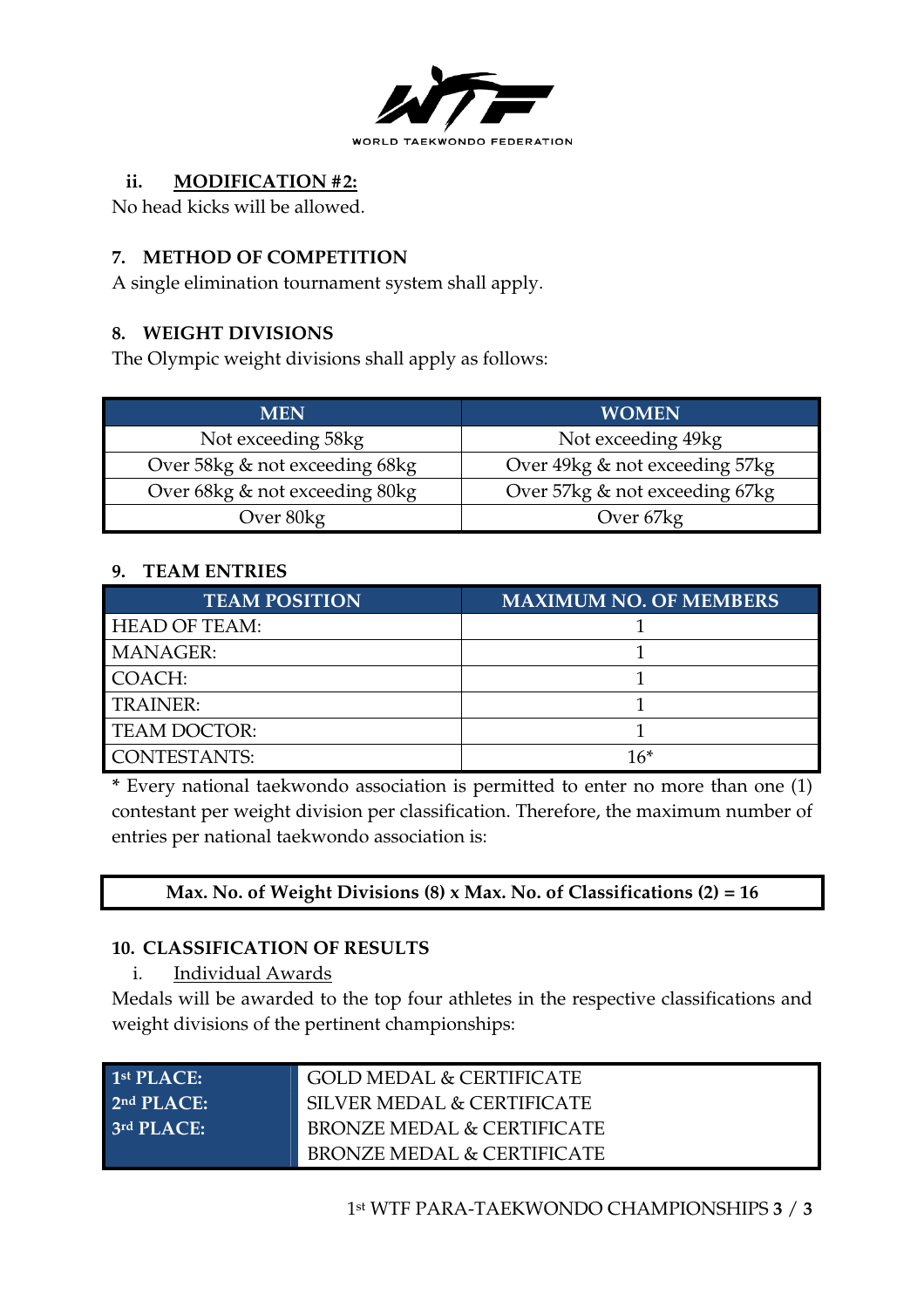#### ii. MODIFICATION #2:

No head kicks will be allowed.

### 7. METHOD OF COMPETITION

A single elimination tournament system shall apply.

### 8. WEIGHT DIVISIONS

The Olympic weight divisions shall apply as follows:

| MEN | WOMEN |
|---|---|
| Not exceeding 58kg | Not exceeding 49kg |
| Over 58kg & not exceeding 68kg | Over 49kg & not exceeding 57kg |
| Over 68kg & not exceeding 80kg | Over 57kg & not exceeding 67kg |
| Over 80kg | Over 67kg |

### 9. TEAM ENTRIES

| TEAM POSITION | MAXIMUM NO. OF MEMBERS |
|---|---|
| HEAD OF TEAM: | 1 |
| MANAGER: | 1 |
| COACH: | 1 |
| TRAINER: | 1 |
| TEAM DOCTOR: | 1 |
| CONTESTANTS: | 16* |

\* Every national taekwondo association is permitted to enter no more than one (1) contestant per weight division per classification. Therefore, the maximum number of entries per national taekwondo association is:

**Max. No. of Weight Divisions (8) x Max. No. of Classifications (2) = 16**

### 10. CLASSIFICATION OF RESULTS

i. Individual Awards

Medals will be awarded to the top four athletes in the respective classifications and weight divisions of the pertinent championships:

| | |
|---|---|
| **1st PLACE:** | GOLD MEDAL & CERTIFICATE |
| **2nd PLACE:** | SILVER MEDAL & CERTIFICATE |
| **3rd PLACE:** | BRONZE MEDAL & CERTIFICATE |
| | BRONZE MEDAL & CERTIFICATE |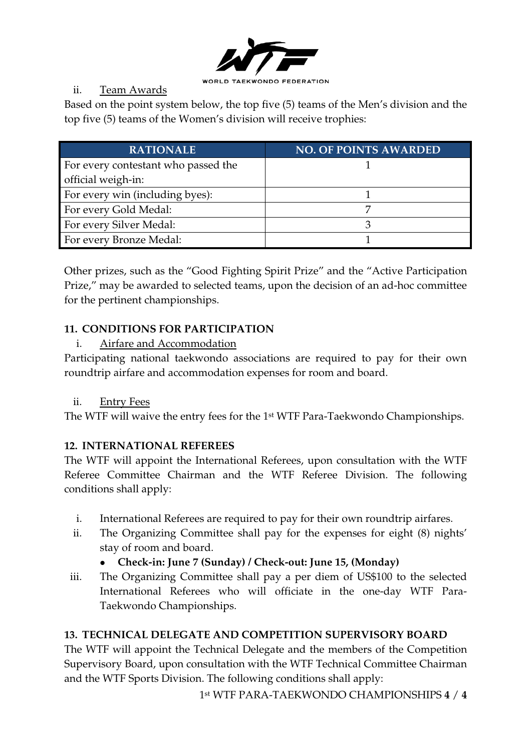ii. Team Awards

Based on the point system below, the top five (5) teams of the Men's division and the top five (5) teams of the Women's division will receive trophies:

| RATIONALE | NO. OF POINTS AWARDED |
|---|---|
| For every contestant who passed the official weigh-in: | 1 |
| For every win (including byes): | 1 |
| For every Gold Medal: | 7 |
| For every Silver Medal: | 3 |
| For every Bronze Medal: | 1 |

Other prizes, such as the "Good Fighting Spirit Prize" and the "Active Participation Prize," may be awarded to selected teams, upon the decision of an ad-hoc committee for the pertinent championships.

## 11. CONDITIONS FOR PARTICIPATION

i. Airfare and Accommodation

Participating national taekwondo associations are required to pay for their own roundtrip airfare and accommodation expenses for room and board.

ii. Entry Fees

The WTF will waive the entry fees for the 1st WTF Para-Taekwondo Championships.

## 12. INTERNATIONAL REFEREES

The WTF will appoint the International Referees, upon consultation with the WTF Referee Committee Chairman and the WTF Referee Division. The following conditions shall apply:

i. International Referees are required to pay for their own roundtrip airfares.

ii. The Organizing Committee shall pay for the expenses for eight (8) nights' stay of room and board.
- **Check-in: June 7 (Sunday) / Check-out: June 15, (Monday)**

iii. The Organizing Committee shall pay a per diem of US$100 to the selected International Referees who will officiate in the one-day WTF Para-Taekwondo Championships.

## 13. TECHNICAL DELEGATE AND COMPETITION SUPERVISORY BOARD

The WTF will appoint the Technical Delegate and the members of the Competition Supervisory Board, upon consultation with the WTF Technical Committee Chairman and the WTF Sports Division. The following conditions shall apply: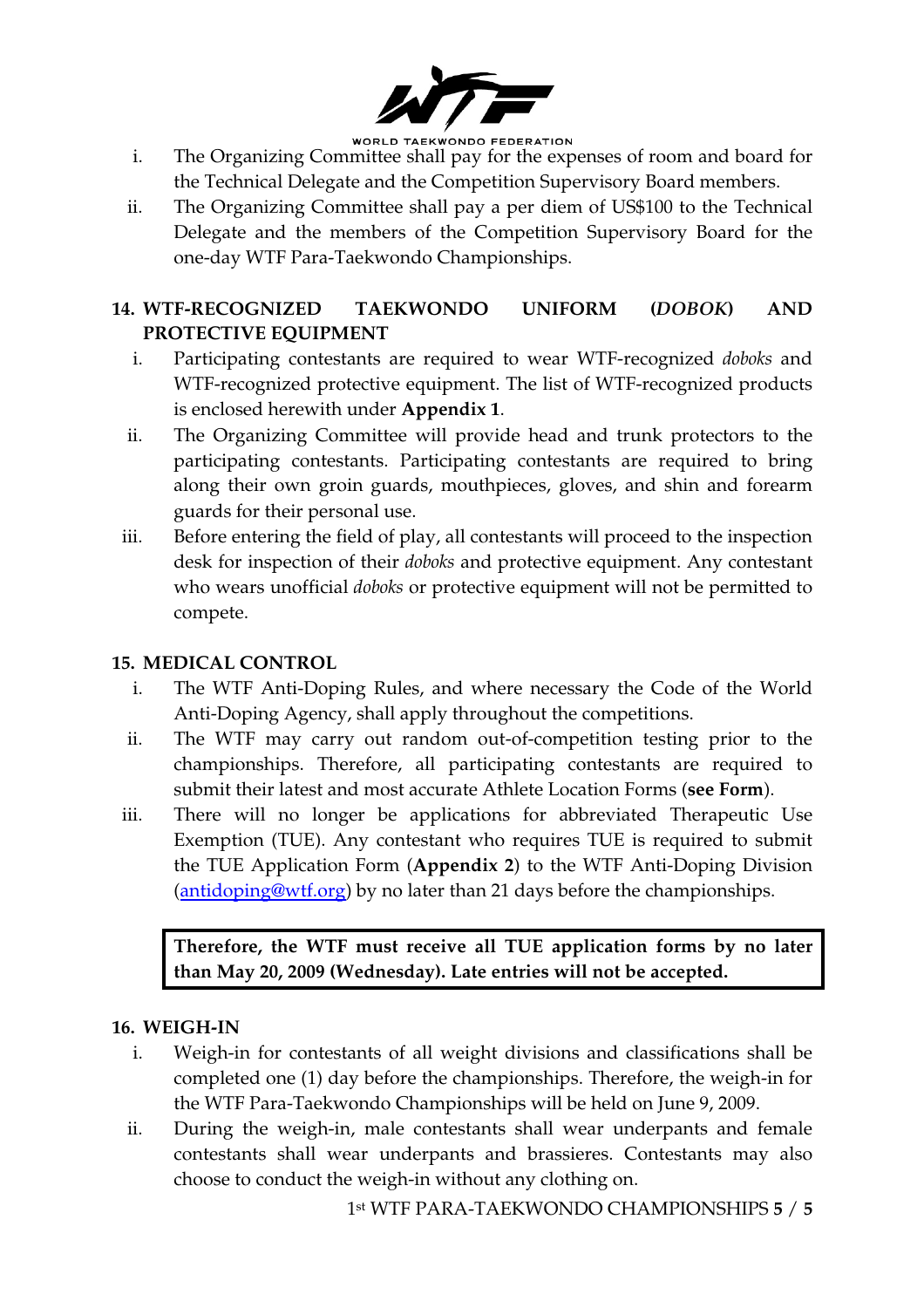i. The Organizing Committee shall pay for the expenses of room and board for the Technical Delegate and the Competition Supervisory Board members.
ii. The Organizing Committee shall pay a per diem of US$100 to the Technical Delegate and the members of the Competition Supervisory Board for the one-day WTF Para-Taekwondo Championships.

## 14. WTF-RECOGNIZED TAEKWONDO UNIFORM (*DOBOK*) AND PROTECTIVE EQUIPMENT

i. Participating contestants are required to wear WTF-recognized *doboks* and WTF-recognized protective equipment. The list of WTF-recognized products is enclosed herewith under **Appendix 1**.
ii. The Organizing Committee will provide head and trunk protectors to the participating contestants. Participating contestants are required to bring along their own groin guards, mouthpieces, gloves, and shin and forearm guards for their personal use.
iii. Before entering the field of play, all contestants will proceed to the inspection desk for inspection of their *doboks* and protective equipment. Any contestant who wears unofficial *doboks* or protective equipment will not be permitted to compete.

## 15. MEDICAL CONTROL

i. The WTF Anti-Doping Rules, and where necessary the Code of the World Anti-Doping Agency, shall apply throughout the competitions.
ii. The WTF may carry out random out-of-competition testing prior to the championships. Therefore, all participating contestants are required to submit their latest and most accurate Athlete Location Forms (**see Form**).
iii. There will no longer be applications for abbreviated Therapeutic Use Exemption (TUE). Any contestant who requires TUE is required to submit the TUE Application Form (**Appendix 2**) to the WTF Anti-Doping Division (antidoping@wtf.org) by no later than 21 days before the championships.

**Therefore, the WTF must receive all TUE application forms by no later than May 20, 2009 (Wednesday). Late entries will not be accepted.**

## 16. WEIGH-IN

i. Weigh-in for contestants of all weight divisions and classifications shall be completed one (1) day before the championships. Therefore, the weigh-in for the WTF Para-Taekwondo Championships will be held on June 9, 2009.
ii. During the weigh-in, male contestants shall wear underpants and female contestants shall wear underpants and brassieres. Contestants may also choose to conduct the weigh-in without any clothing on.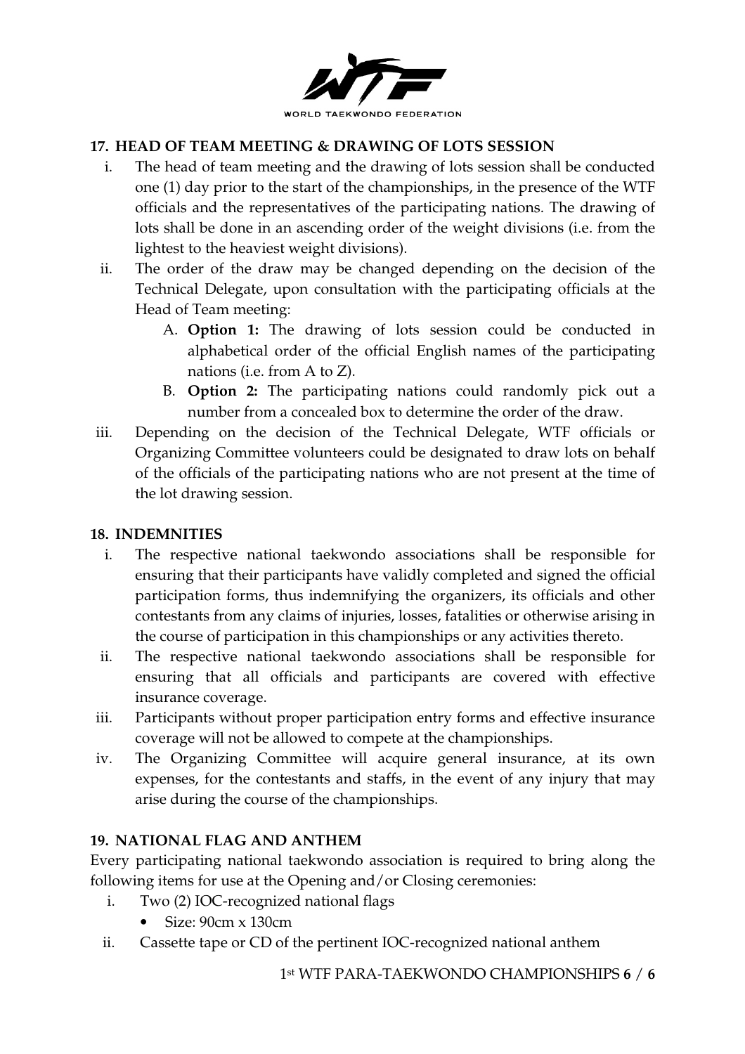## 17. HEAD OF TEAM MEETING & DRAWING OF LOTS SESSION

i. The head of team meeting and the drawing of lots session shall be conducted one (1) day prior to the start of the championships, in the presence of the WTF officials and the representatives of the participating nations. The drawing of lots shall be done in an ascending order of the weight divisions (i.e. from the lightest to the heaviest weight divisions).

ii. The order of the draw may be changed depending on the decision of the Technical Delegate, upon consultation with the participating officials at the Head of Team meeting:

   A. **Option 1:** The drawing of lots session could be conducted in alphabetical order of the official English names of the participating nations (i.e. from A to Z).

   B. **Option 2:** The participating nations could randomly pick out a number from a concealed box to determine the order of the draw.

iii. Depending on the decision of the Technical Delegate, WTF officials or Organizing Committee volunteers could be designated to draw lots on behalf of the officials of the participating nations who are not present at the time of the lot drawing session.

## 18. INDEMNITIES

i. The respective national taekwondo associations shall be responsible for ensuring that their participants have validly completed and signed the official participation forms, thus indemnifying the organizers, its officials and other contestants from any claims of injuries, losses, fatalities or otherwise arising in the course of participation in this championships or any activities thereto.

ii. The respective national taekwondo associations shall be responsible for ensuring that all officials and participants are covered with effective insurance coverage.

iii. Participants without proper participation entry forms and effective insurance coverage will not be allowed to compete at the championships.

iv. The Organizing Committee will acquire general insurance, at its own expenses, for the contestants and staffs, in the event of any injury that may arise during the course of the championships.

## 19. NATIONAL FLAG AND ANTHEM

Every participating national taekwondo association is required to bring along the following items for use at the Opening and/or Closing ceremonies:

i. Two (2) IOC-recognized national flags
   - Size: 90cm x 130cm

ii. Cassette tape or CD of the pertinent IOC-recognized national anthem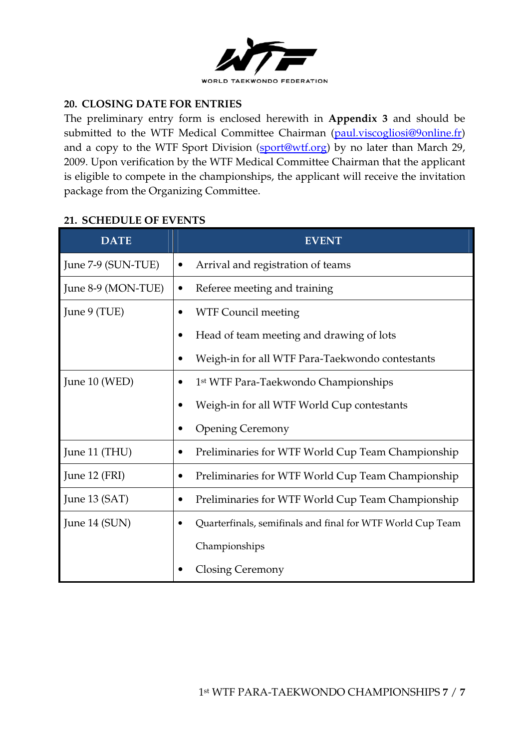## 20. CLOSING DATE FOR ENTRIES

The preliminary entry form is enclosed herewith in **Appendix 3** and should be submitted to the WTF Medical Committee Chairman (paul.viscogliosi@9online.fr) and a copy to the WTF Sport Division (sport@wtf.org) by no later than March 29, 2009. Upon verification by the WTF Medical Committee Chairman that the applicant is eligible to compete in the championships, the applicant will receive the invitation package from the Organizing Committee.

## 21. SCHEDULE OF EVENTS

| DATE | EVENT |
|---|---|
| June 7-9 (SUN-TUE) | • Arrival and registration of teams |
| June 8-9 (MON-TUE) | • Referee meeting and training |
| June 9 (TUE) | • WTF Council meeting<br>• Head of team meeting and drawing of lots<br>• Weigh-in for all WTF Para-Taekwondo contestants |
| June 10 (WED) | • 1st WTF Para-Taekwondo Championships<br>• Weigh-in for all WTF World Cup contestants<br>• Opening Ceremony |
| June 11 (THU) | • Preliminaries for WTF World Cup Team Championship |
| June 12 (FRI) | • Preliminaries for WTF World Cup Team Championship |
| June 13 (SAT) | • Preliminaries for WTF World Cup Team Championship |
| June 14 (SUN) | • Quarterfinals, semifinals and final for WTF World Cup Team Championships<br>• Closing Ceremony |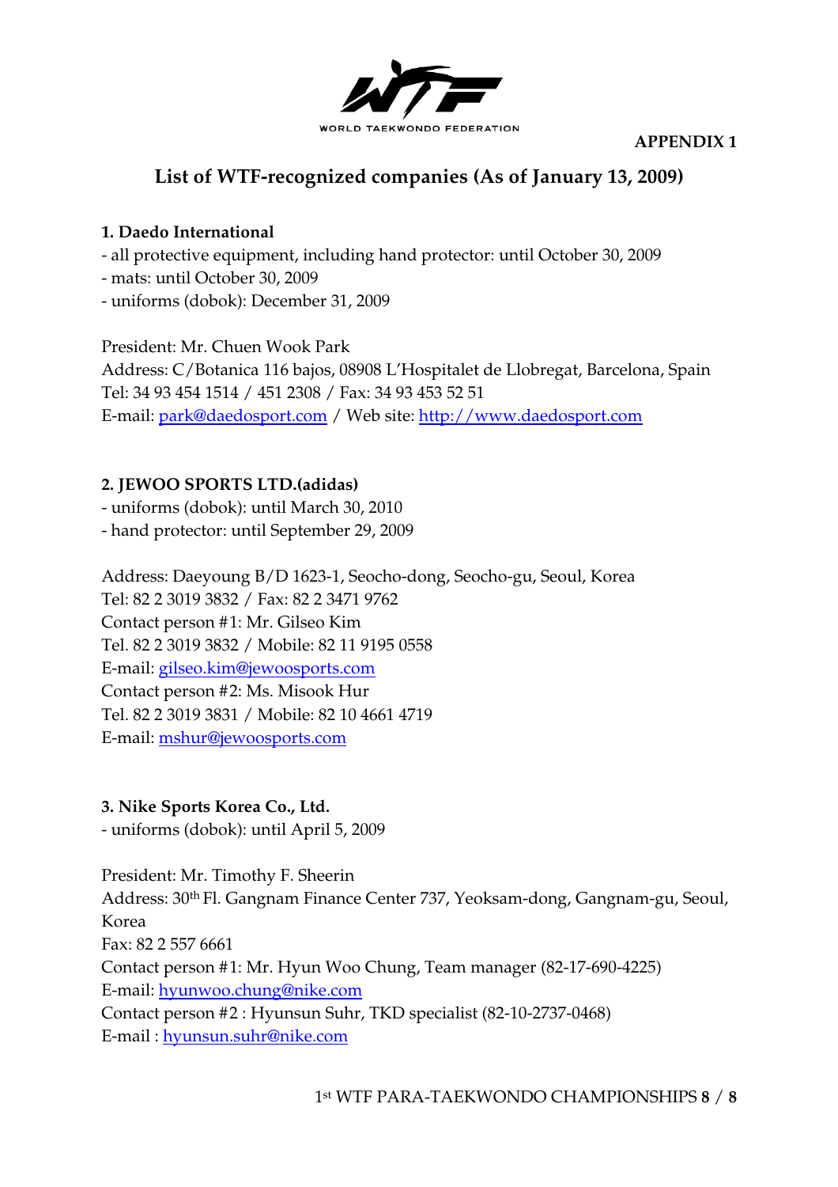WORLD TAEKWONDO FEDERATION

**APPENDIX 1**

## List of WTF-recognized companies (As of January 13, 2009)

**1. Daedo International**

- all protective equipment, including hand protector: until October 30, 2009
- mats: until October 30, 2009
- uniforms (dobok): December 31, 2009

President: Mr. Chuen Wook Park
Address: C/Botanica 116 bajos, 08908 L'Hospitalet de Llobregat, Barcelona, Spain
Tel: 34 93 454 1514 / 451 2308 / Fax: 34 93 453 52 51
E-mail: park@daedosport.com / Web site: http://www.daedosport.com

**2. JEWOO SPORTS LTD.(adidas)**

- uniforms (dobok): until March 30, 2010
- hand protector: until September 29, 2009

Address: Daeyoung B/D 1623-1, Seocho-dong, Seocho-gu, Seoul, Korea
Tel: 82 2 3019 3832 / Fax: 82 2 3471 9762
Contact person #1: Mr. Gilseo Kim
Tel. 82 2 3019 3832 / Mobile: 82 11 9195 0558
E-mail: gilseo.kim@jewoosports.com
Contact person #2: Ms. Misook Hur
Tel. 82 2 3019 3831 / Mobile: 82 10 4661 4719
E-mail: mshur@jewoosports.com

**3. Nike Sports Korea Co., Ltd.**

- uniforms (dobok): until April 5, 2009

President: Mr. Timothy F. Sheerin
Address: 30th Fl. Gangnam Finance Center 737, Yeoksam-dong, Gangnam-gu, Seoul, Korea
Fax: 82 2 557 6661
Contact person #1: Mr. Hyun Woo Chung, Team manager (82-17-690-4225)
E-mail: hyunwoo.chung@nike.com
Contact person #2 : Hyunsun Suhr, TKD specialist (82-10-2737-0468)
E-mail : hyunsun.suhr@nike.com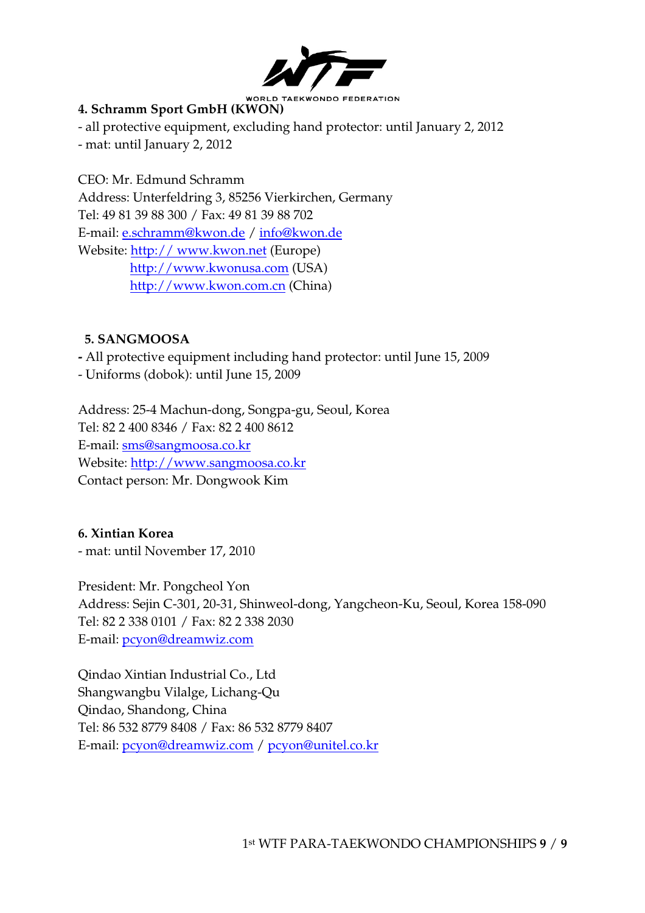**4. Schramm Sport GmbH (KWON)**

- all protective equipment, excluding hand protector: until January 2, 2012
- mat: until January 2, 2012

CEO: Mr. Edmund Schramm
Address: Unterfeldring 3, 85256 Vierkirchen, Germany
Tel: 49 81 39 88 300 / Fax: 49 81 39 88 702
E-mail: e.schramm@kwon.de / info@kwon.de
Website: http:// www.kwon.net (Europe)
http://www.kwonusa.com (USA)
http://www.kwon.com.cn (China)

**5. SANGMOOSA**

- All protective equipment including hand protector: until June 15, 2009
- Uniforms (dobok): until June 15, 2009

Address: 25-4 Machun-dong, Songpa-gu, Seoul, Korea
Tel: 82 2 400 8346 / Fax: 82 2 400 8612
E-mail: sms@sangmoosa.co.kr
Website: http://www.sangmoosa.co.kr
Contact person: Mr. Dongwook Kim

**6. Xintian Korea**

- mat: until November 17, 2010

President: Mr. Pongcheol Yon
Address: Sejin C-301, 20-31, Shinweol-dong, Yangcheon-Ku, Seoul, Korea 158-090
Tel: 82 2 338 0101 / Fax: 82 2 338 2030
E-mail: pcyon@dreamwiz.com

Qindao Xintian Industrial Co., Ltd
Shangwangbu Vilalge, Lichang-Qu
Qindao, Shandong, China
Tel: 86 532 8779 8408 / Fax: 86 532 8779 8407
E-mail: pcyon@dreamwiz.com / pcyon@unitel.co.kr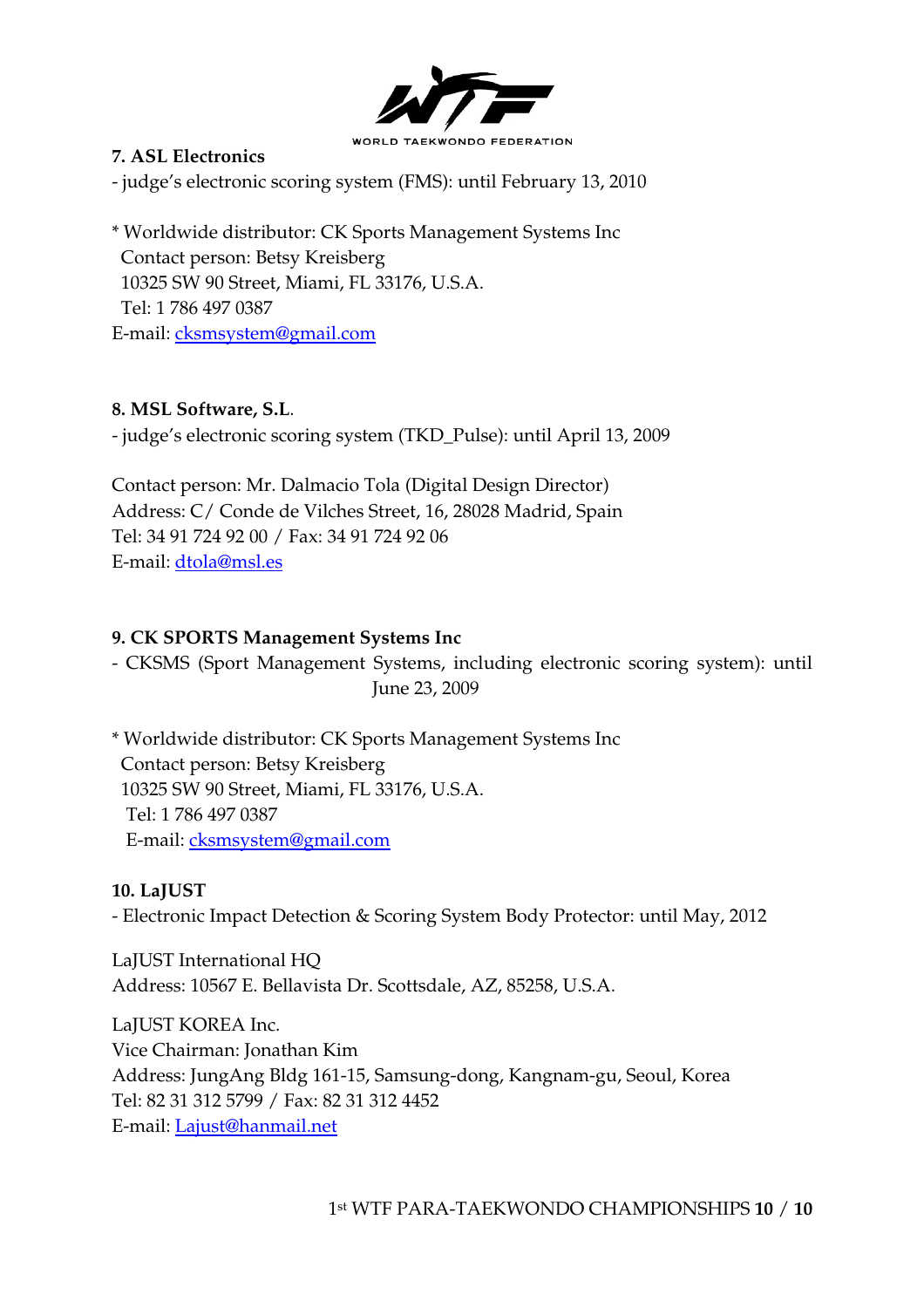**7. ASL Electronics**

- judge's electronic scoring system (FMS): until February 13, 2010

\* Worldwide distributor: CK Sports Management Systems Inc
Contact person: Betsy Kreisberg
10325 SW 90 Street, Miami, FL 33176, U.S.A.
Tel: 1 786 497 0387
E-mail: cksmsystem@gmail.com

**8. MSL Software, S.L.**

- judge's electronic scoring system (TKD_Pulse): until April 13, 2009

Contact person: Mr. Dalmacio Tola (Digital Design Director)
Address: C/ Conde de Vilches Street, 16, 28028 Madrid, Spain
Tel: 34 91 724 92 00 / Fax: 34 91 724 92 06
E-mail: dtola@msl.es

**9. CK SPORTS Management Systems Inc**

- CKSMS (Sport Management Systems, including electronic scoring system): until June 23, 2009

\* Worldwide distributor: CK Sports Management Systems Inc
Contact person: Betsy Kreisberg
10325 SW 90 Street, Miami, FL 33176, U.S.A.
Tel: 1 786 497 0387
E-mail: cksmsystem@gmail.com

**10. LaJUST**

- Electronic Impact Detection & Scoring System Body Protector: until May, 2012

LaJUST International HQ
Address: 10567 E. Bellavista Dr. Scottsdale, AZ, 85258, U.S.A.

LaJUST KOREA Inc.
Vice Chairman: Jonathan Kim
Address: JungAng Bldg 161-15, Samsung-dong, Kangnam-gu, Seoul, Korea
Tel: 82 31 312 5799 / Fax: 82 31 312 4452
E-mail: Lajust@hanmail.net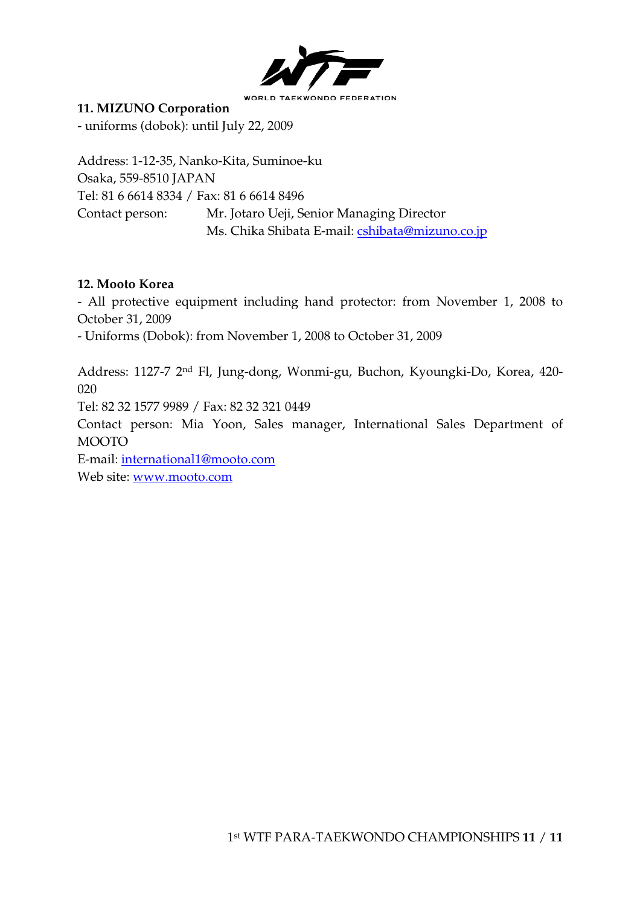**11. MIZUNO Corporation**

- uniforms (dobok): until July 22, 2009

Address: 1-12-35, Nanko-Kita, Suminoe-ku
Osaka, 559-8510 JAPAN
Tel: 81 6 6614 8334 / Fax: 81 6 6614 8496
Contact person: Mr. Jotaro Ueji, Senior Managing Director
Ms. Chika Shibata E-mail: cshibata@mizuno.co.jp

**12. Mooto Korea**

- All protective equipment including hand protector: from November 1, 2008 to October 31, 2009
- Uniforms (Dobok): from November 1, 2008 to October 31, 2009

Address: 1127-7 2nd Fl, Jung-dong, Wonmi-gu, Buchon, Kyoungki-Do, Korea, 420-020
Tel: 82 32 1577 9989 / Fax: 82 32 321 0449
Contact person: Mia Yoon, Sales manager, International Sales Department of MOOTO
E-mail: international1@mooto.com
Web site: www.mooto.com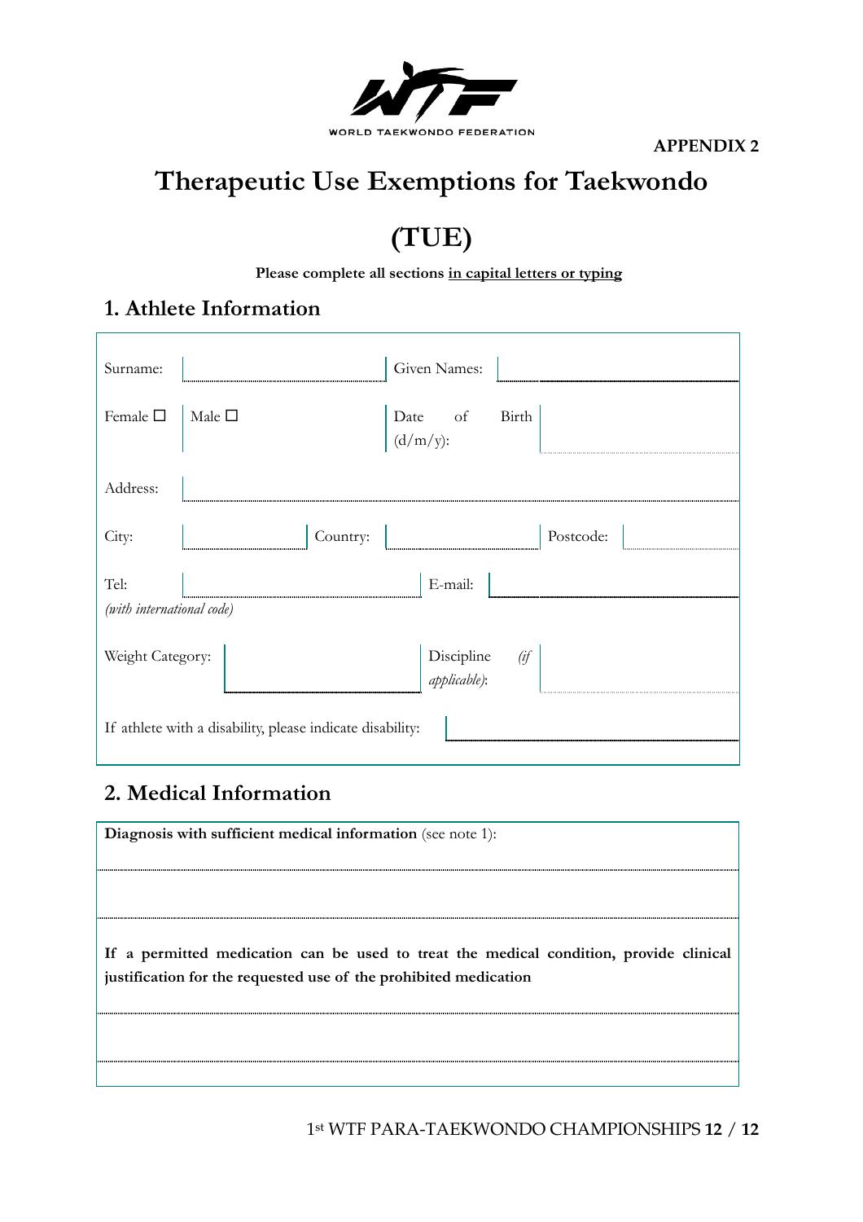WORLD TAEKWONDO FEDERATION

**APPENDIX 2**

# Therapeutic Use Exemptions for Taekwondo

# (TUE)

**Please complete all sections <u>in capital letters or typing</u>**

## 1. Athlete Information

| | | | |
|---|---|---|---|
| Surname: | | Given Names: | |
| Female ☐ | Male ☐ | Date of Birth (d/m/y): | |
| Address: | | | |

| | | | | | |
|---|---|---|---|---|---|
| City: | | Country: | | Postcode: | |

| | | | |
|---|---|---|---|
| Tel: *(with international code)* | | E-mail: | |
| Weight Category: | | Discipline *(if applicable)*: | |

If athlete with a disability, please indicate disability:

## 2. Medical Information

**Diagnosis with sufficient medical information** (see note 1):

**If a permitted medication can be used to treat the medical condition, provide clinical justification for the requested use of the prohibited medication**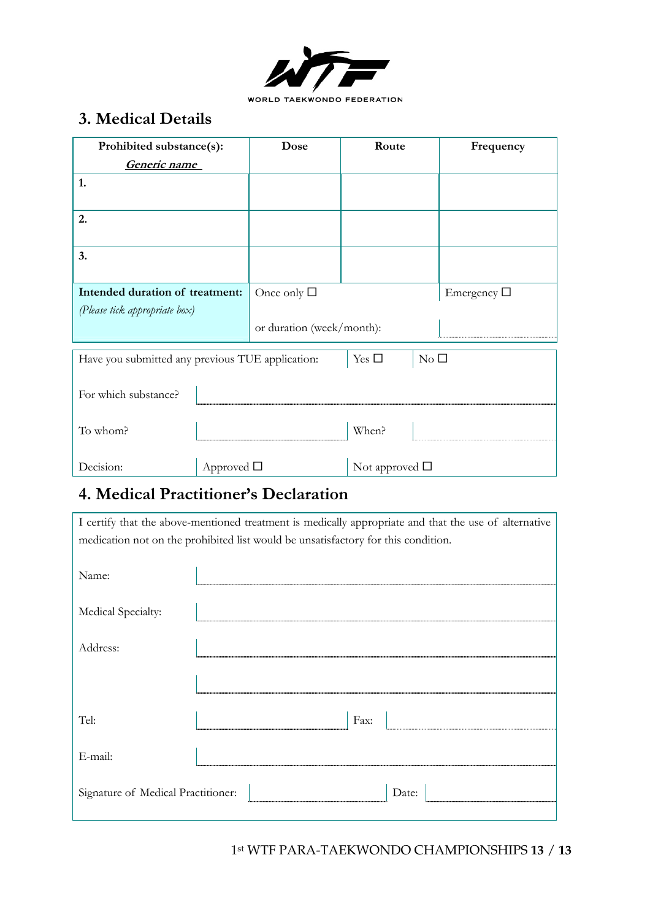WORLD TAEKWONDO FEDERATION

## 3. Medical Details

| Prohibited substance(s): ***Generic name*** | Dose | Route | Frequency |
|---|---|---|---|
| **1.** | | | |
| **2.** | | | |
| **3.** | | | |
| **Intended duration of treatment:** *(Please tick appropriate box)* | Once only ☐ | | Emergency ☐ |
| | or duration (week/month): | | |

| | | | |
|---|---|---|---|
| Have you submitted any previous TUE application: | | Yes ☐ | No ☐ |
| For which substance? | | | |
| To whom? | | When? | |
| Decision: | Approved ☐ | Not approved ☐ | |

## 4. Medical Practitioner's Declaration

I certify that the above-mentioned treatment is medically appropriate and that the use of alternative medication not on the prohibited list would be unsatisfactory for this condition.

| | | | |
|---|---|---|---|
| Name: | | | |
| Medical Specialty: | | | |
| Address: | | | |
| | | | |
| Tel: | | Fax: | |
| E-mail: | | | |
| Signature of Medical Practitioner: | | Date: | |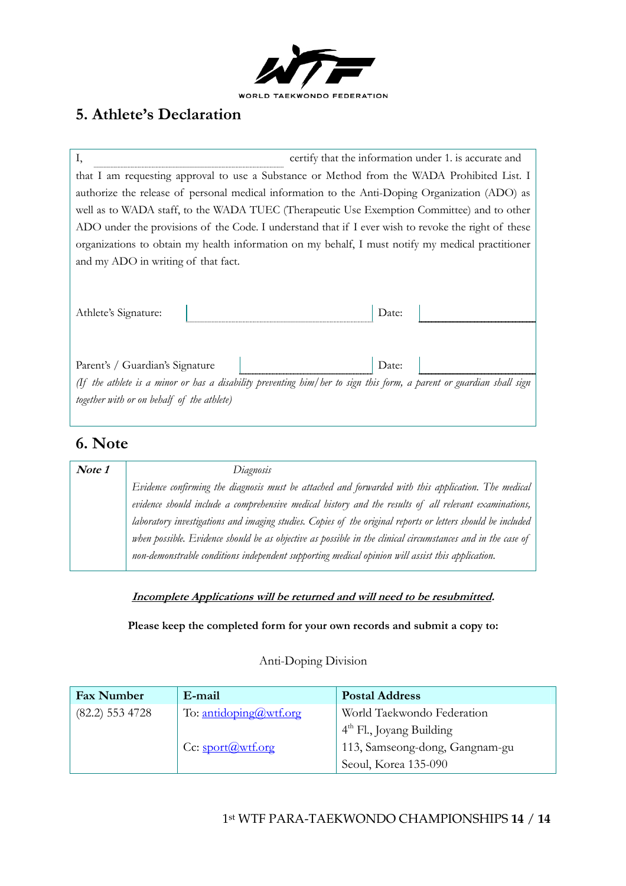## 5. Athlete's Declaration

I, ................................................................ certify that the information under 1. is accurate and that I am requesting approval to use a Substance or Method from the WADA Prohibited List. I authorize the release of personal medical information to the Anti-Doping Organization (ADO) as well as to WADA staff, to the WADA TUEC (Therapeutic Use Exemption Committee) and to other ADO under the provisions of the Code. I understand that if I ever wish to revoke the right of these organizations to obtain my health information on my behalf, I must notify my medical practitioner and my ADO in writing of that fact.

Athlete's Signature: ................................................ Date: ....................

Parent's / Guardian's Signature ................................................ Date: ....................

*(If the athlete is a minor or has a disability preventing him/her to sign this form, a parent or guardian shall sign together with or on behalf of the athlete)*

## 6. Note

| ***Note 1*** | *Diagnosis*<br>*Evidence confirming the diagnosis must be attached and forwarded with this application. The medical evidence should include a comprehensive medical history and the results of all relevant examinations, laboratory investigations and imaging studies. Copies of the original reports or letters should be included when possible. Evidence should be as objective as possible in the clinical circumstances and in the case of non-demonstrable conditions independent supporting medical opinion will assist this application.* |
|---|---|

***Incomplete Applications will be returned and will need to be resubmitted.***

**Please keep the completed form for your own records and submit a copy to:**

Anti-Doping Division

| Fax Number | E-mail | Postal Address |
|---|---|---|
| (82.2) 553 4728 | To: antidoping@wtf.org | World Taekwondo Federation |
| | | 4th Fl., Joyang Building |
| | Cc: sport@wtf.org | 113, Samseong-dong, Gangnam-gu |
| | | Seoul, Korea 135-090 |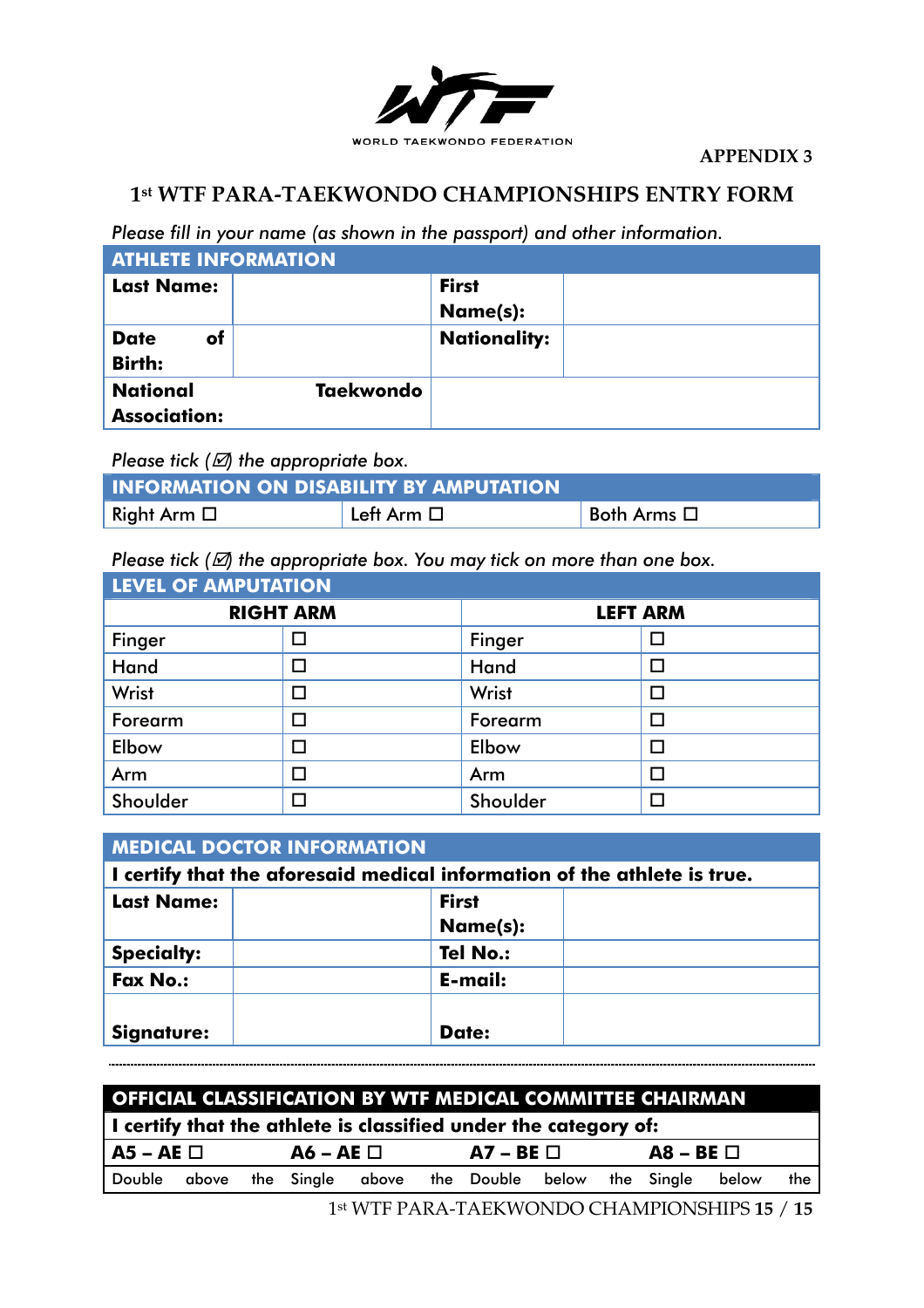WORLD TAEKWONDO FEDERATION

APPENDIX 3

# 1st WTF PARA-TAEKWONDO CHAMPIONSHIPS ENTRY FORM

*Please fill in your name (as shown in the passport) and other information.*

| ATHLETE INFORMATION | | | |
|---|---|---|---|
| **Last Name:** | | **First Name(s):** | |
| **Date of Birth:** | | **Nationality:** | |
| **National Taekwondo Association:** | | | |

*Please tick (☑) the appropriate box.*

| INFORMATION ON DISABILITY BY AMPUTATION | | |
|---|---|---|
| Right Arm ☐ | Left Arm ☐ | Both Arms ☐ |

*Please tick (☑) the appropriate box. You may tick on more than one box.*

| LEVEL OF AMPUTATION | | | |
|---|---|---|---|
| **RIGHT ARM** | | **LEFT ARM** | |
| Finger | ☐ | Finger | ☐ |
| Hand | ☐ | Hand | ☐ |
| Wrist | ☐ | Wrist | ☐ |
| Forearm | ☐ | Forearm | ☐ |
| Elbow | ☐ | Elbow | ☐ |
| Arm | ☐ | Arm | ☐ |
| Shoulder | ☐ | Shoulder | ☐ |

| MEDICAL DOCTOR INFORMATION | | | |
|---|---|---|---|
| **I certify that the aforesaid medical information of the athlete is true.** | | | |
| **Last Name:** | | **First Name(s):** | |
| **Specialty:** | | **Tel No.:** | |
| **Fax No.:** | | **E-mail:** | |
| **Signature:** | | **Date:** | |

---

| OFFICIAL CLASSIFICATION BY WTF MEDICAL COMMITTEE CHAIRMAN | | | |
|---|---|---|---|
| **I certify that the athlete is classified under the category of:** | | | |
| **A5 – AE ☐** | **A6 – AE ☐** | **A7 – BE ☐** | **A8 – BE ☐** |
| Double above the | Single above the | Double below the | Single below the |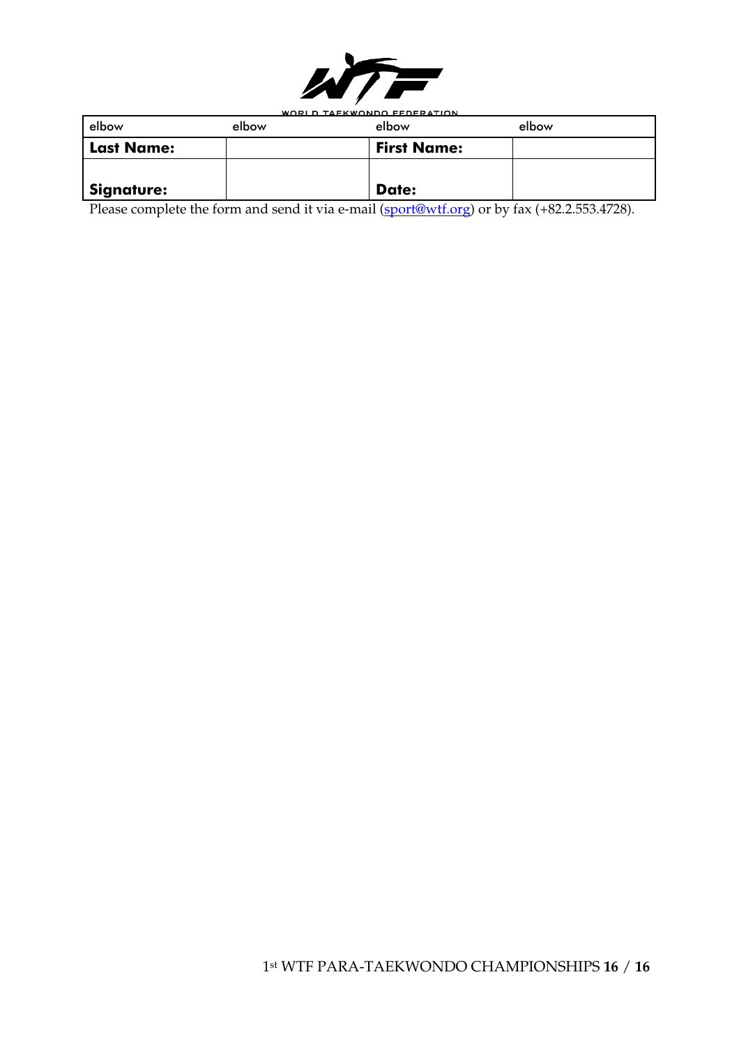WORLD TAEKWONDO FEDERATION

| elbow | elbow | elbow | elbow |
|---|---|---|---|
| **Last Name:** | | **First Name:** | |
| **Signature:** | | **Date:** | |

Please complete the form and send it via e-mail (sport@wtf.org) or by fax (+82.2.553.4728).